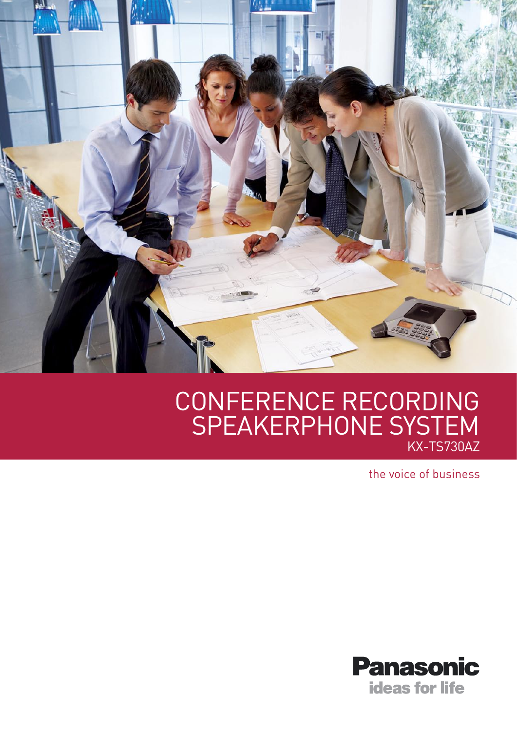# CONFERENCE RECORDING SPEAKERPHONE SYSTEM

KX-TS730AZ

the voice of business

**Panasonic**
ideas for life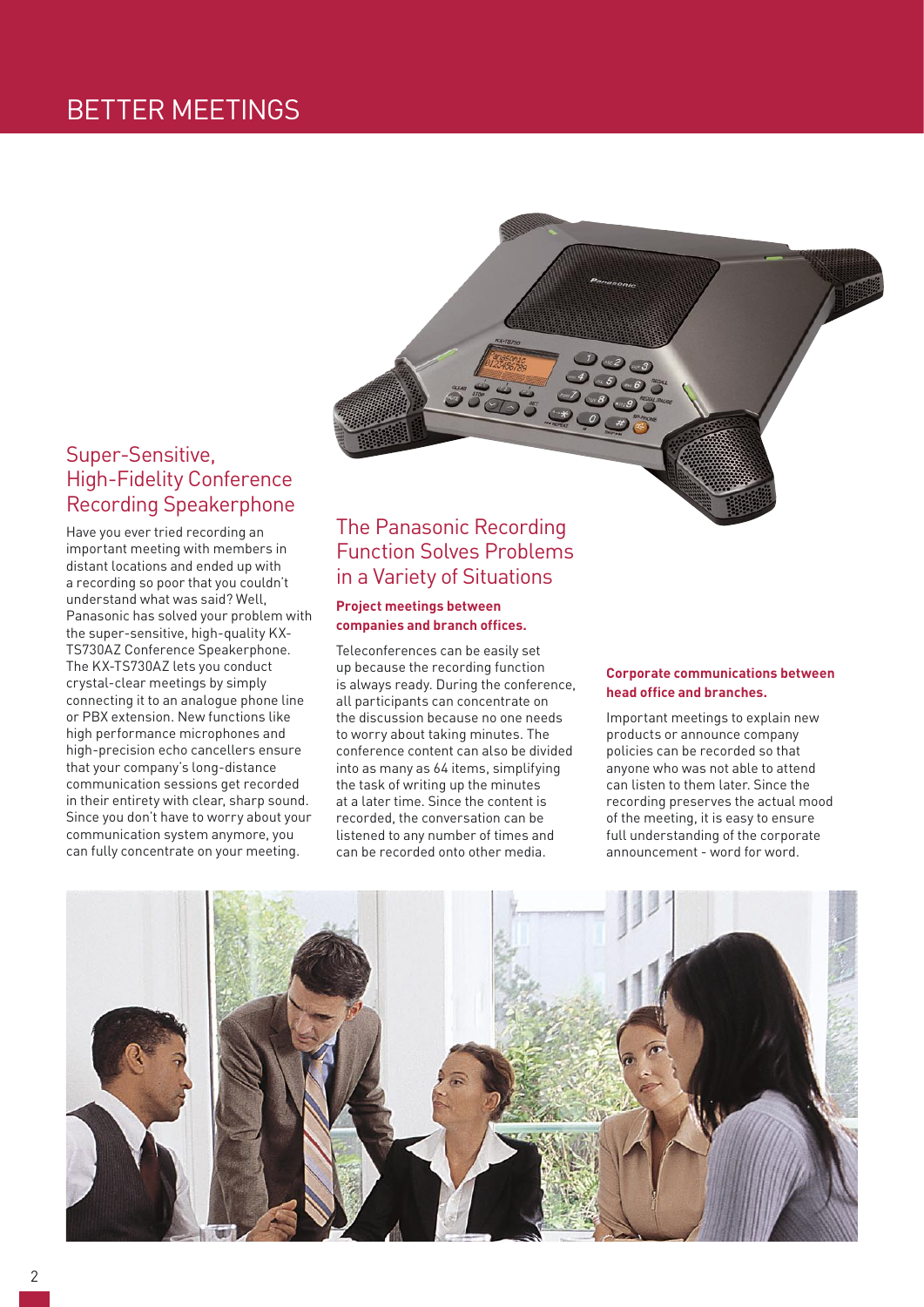# BETTER MEETINGS

## Super-Sensitive, High-Fidelity Conference Recording Speakerphone

Have you ever tried recording an important meeting with members in distant locations and ended up with a recording so poor that you couldn't understand what was said? Well, Panasonic has solved your problem with the super-sensitive, high-quality KX-TS730AZ Conference Speakerphone. The KX-TS730AZ lets you conduct crystal-clear meetings by simply connecting it to an analogue phone line or PBX extension. New functions like high performance microphones and high-precision echo cancellers ensure that your company's long-distance communication sessions get recorded in their entirety with clear, sharp sound. Since you don't have to worry about your communication system anymore, you can fully concentrate on your meeting.

## The Panasonic Recording Function Solves Problems in a Variety of Situations

**Project meetings between companies and branch offices.**

Teleconferences can be easily set up because the recording function is always ready. During the conference, all participants can concentrate on the discussion because no one needs to worry about taking minutes. The conference content can also be divided into as many as 64 items, simplifying the task of writing up the minutes at a later time. Since the content is recorded, the conversation can be listened to any number of times and can be recorded onto other media.

**Corporate communications between head office and branches.**

Important meetings to explain new products or announce company policies can be recorded so that anyone who was not able to attend can listen to them later. Since the recording preserves the actual mood of the meeting, it is easy to ensure full understanding of the corporate announcement - word for word.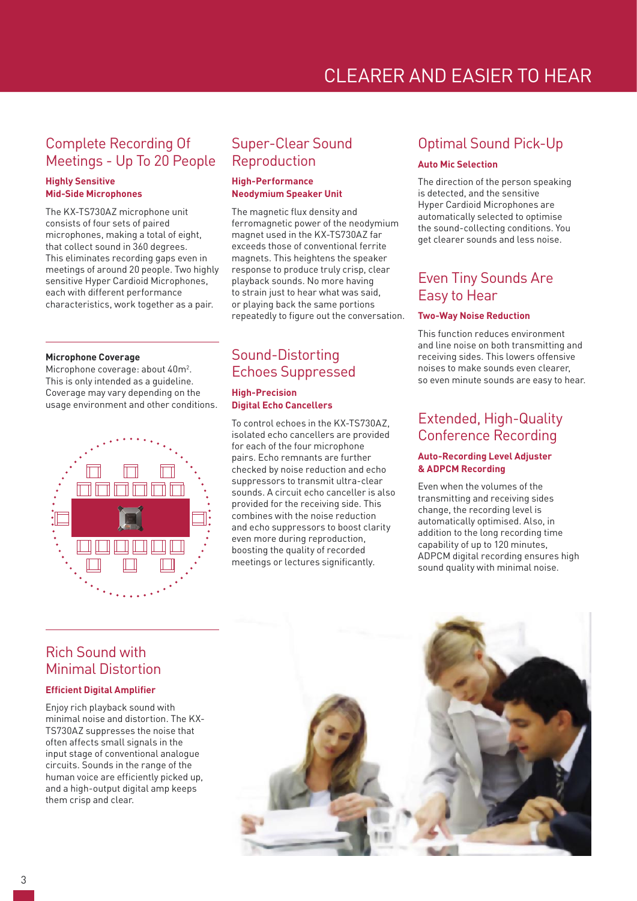# CLEARER AND EASIER TO HEAR

## Complete Recording Of Meetings - Up To 20 People

**Highly Sensitive Mid-Side Microphones**

The KX-TS730AZ microphone unit consists of four sets of paired microphones, making a total of eight, that collect sound in 360 degrees. This eliminates recording gaps even in meetings of around 20 people. Two highly sensitive Hyper Cardioid Microphones, each with different performance characteristics, work together as a pair.

**Microphone Coverage**

Microphone coverage: about 40m$^2$. This is only intended as a guideline. Coverage may vary depending on the usage environment and other conditions.

## Rich Sound with Minimal Distortion

**Efficient Digital Amplifier**

Enjoy rich playback sound with minimal noise and distortion. The KX-TS730AZ suppresses the noise that often affects small signals in the input stage of conventional analogue circuits. Sounds in the range of the human voice are efficiently picked up, and a high-output digital amp keeps them crisp and clear.

## Super-Clear Sound Reproduction

**High-Performance Neodymium Speaker Unit**

The magnetic flux density and ferromagnetic power of the neodymium magnet used in the KX-TS730AZ far exceeds those of conventional ferrite magnets. This heightens the speaker response to produce truly crisp, clear playback sounds. No more having to strain just to hear what was said, or playing back the same portions repeatedly to figure out the conversation.

## Sound-Distorting Echoes Suppressed

**High-Precision Digital Echo Cancellers**

To control echoes in the KX-TS730AZ, isolated echo cancellers are provided for each of the four microphone pairs. Echo remnants are further checked by noise reduction and echo suppressors to transmit ultra-clear sounds. A circuit echo canceller is also provided for the receiving side. This combines with the noise reduction and echo suppressors to boost clarity even more during reproduction, boosting the quality of recorded meetings or lectures significantly.

## Optimal Sound Pick-Up

**Auto Mic Selection**

The direction of the person speaking is detected, and the sensitive Hyper Cardioid Microphones are automatically selected to optimise the sound-collecting conditions. You get clearer sounds and less noise.

## Even Tiny Sounds Are Easy to Hear

**Two-Way Noise Reduction**

This function reduces environment and line noise on both transmitting and receiving sides. This lowers offensive noises to make sounds even clearer, so even minute sounds are easy to hear.

## Extended, High-Quality Conference Recording

**Auto-Recording Level Adjuster & ADPCM Recording**

Even when the volumes of the transmitting and receiving sides change, the recording level is automatically optimised. Also, in addition to the long recording time capability of up to 120 minutes, ADPCM digital recording ensures high sound quality with minimal noise.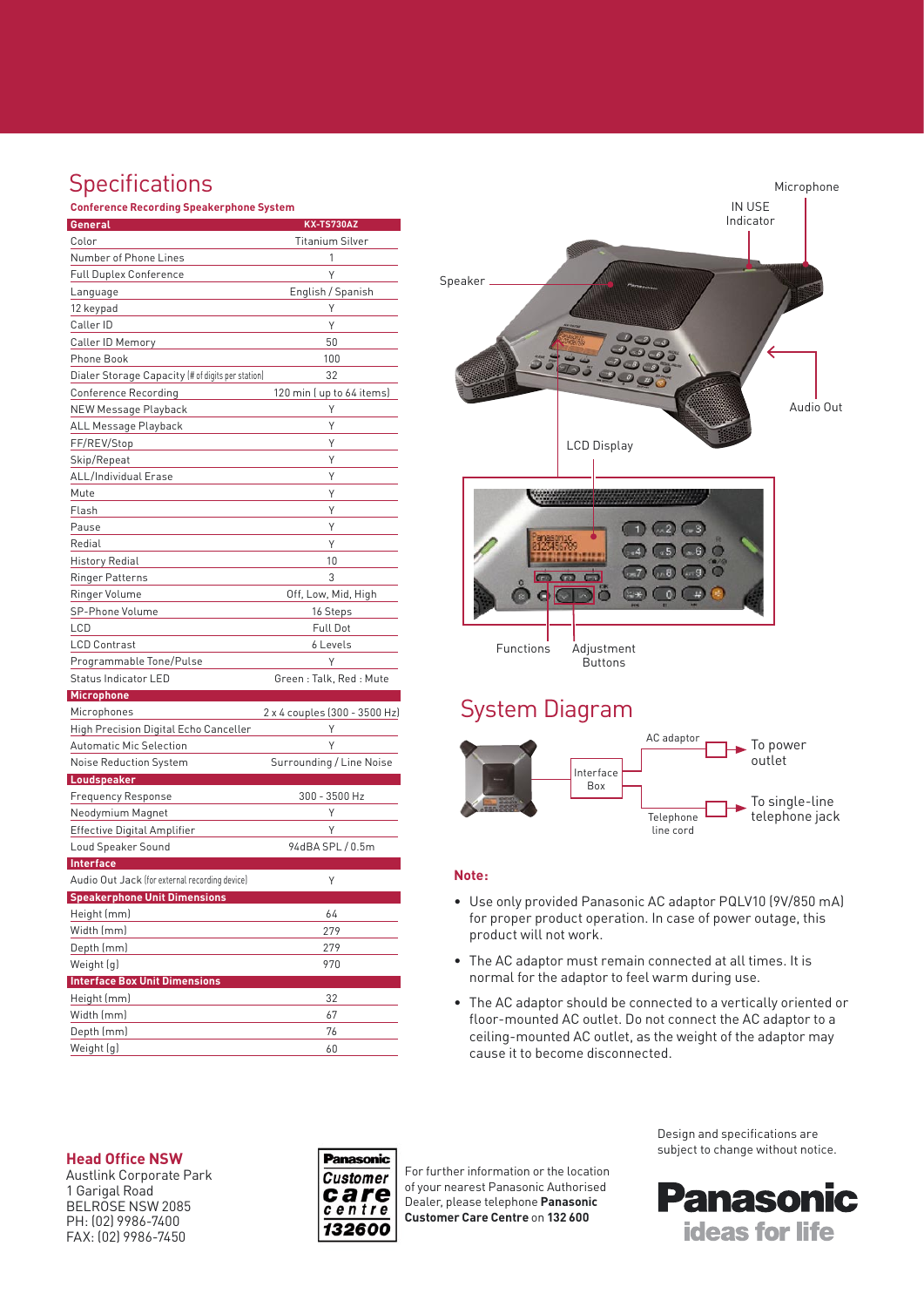# Specifications

**Conference Recording Speakerphone System**

| General | KX-TS730AZ |
|---|---|
| Color | Titanium Silver |
| Number of Phone Lines | 1 |
| Full Duplex Conference | Y |
| Language | English / Spanish |
| 12 keypad | Y |
| Caller ID | Y |
| Caller ID Memory | 50 |
| Phone Book | 100 |
| Dialer Storage Capacity (# of digits per station) | 32 |
| Conference Recording | 120 min ( up to 64 items) |
| NEW Message Playback | Y |
| ALL Message Playback | Y |
| FF/REV/Stop | Y |
| Skip/Repeat | Y |
| ALL/Individual Erase | Y |
| Mute | Y |
| Flash | Y |
| Pause | Y |
| Redial | Y |
| History Redial | 10 |
| Ringer Patterns | 3 |
| Ringer Volume | Off, Low, Mid, High |
| SP-Phone Volume | 16 Steps |
| LCD | Full Dot |
| LCD Contrast | 6 Levels |
| Programmable Tone/Pulse | Y |
| Status Indicator LED | Green : Talk, Red : Mute |
| **Microphone** | |
| Microphones | 2 x 4 couples (300 - 3500 Hz) |
| High Precision Digital Echo Canceller | Y |
| Automatic Mic Selection | Y |
| Noise Reduction System | Surrounding / Line Noise |
| **Loudspeaker** | |
| Frequency Response | 300 - 3500 Hz |
| Neodymium Magnet | Y |
| Effective Digital Amplifier | Y |
| Loud Speaker Sound | 94dBA SPL / 0.5m |
| **Interface** | |
| Audio Out Jack (for external recording device) | Y |
| **Speakerphone Unit Dimensions** | |
| Height (mm) | 64 |
| Width (mm) | 279 |
| Depth (mm) | 279 |
| Weight (g) | 970 |
| **Interface Box Unit Dimensions** | |
| Height (mm) | 32 |
| Width (mm) | 67 |
| Depth (mm) | 76 |
| Weight (g) | 60 |

Microphone

IN USE Indicator

Speaker

Audio Out

LCD Display

Functions

Adjustment Buttons

# System Diagram

Interface Box

AC adaptor

To power outlet

Telephone line cord

To single-line telephone jack

**Note:**

- Use only provided Panasonic AC adaptor PQLV10 (9V/850 mA) for proper product operation. In case of power outage, this product will not work.
- The AC adaptor must remain connected at all times. It is normal for the adaptor to feel warm during use.
- The AC adaptor should be connected to a vertically oriented or floor-mounted AC outlet. Do not connect the AC adaptor to a ceiling-mounted AC outlet, as the weight of the adaptor may cause it to become disconnected.

**Head Office NSW**
Austlink Corporate Park
1 Garigal Road
BELROSE NSW 2085
PH: (02) 9986-7400
FAX: (02) 9986-7450

Panasonic Customer care centre 132600

For further information or the location of your nearest Panasonic Authorised Dealer, please telephone **Panasonic Customer Care Centre** on **132 600**

Design and specifications are subject to change without notice.

Panasonic ideas for life